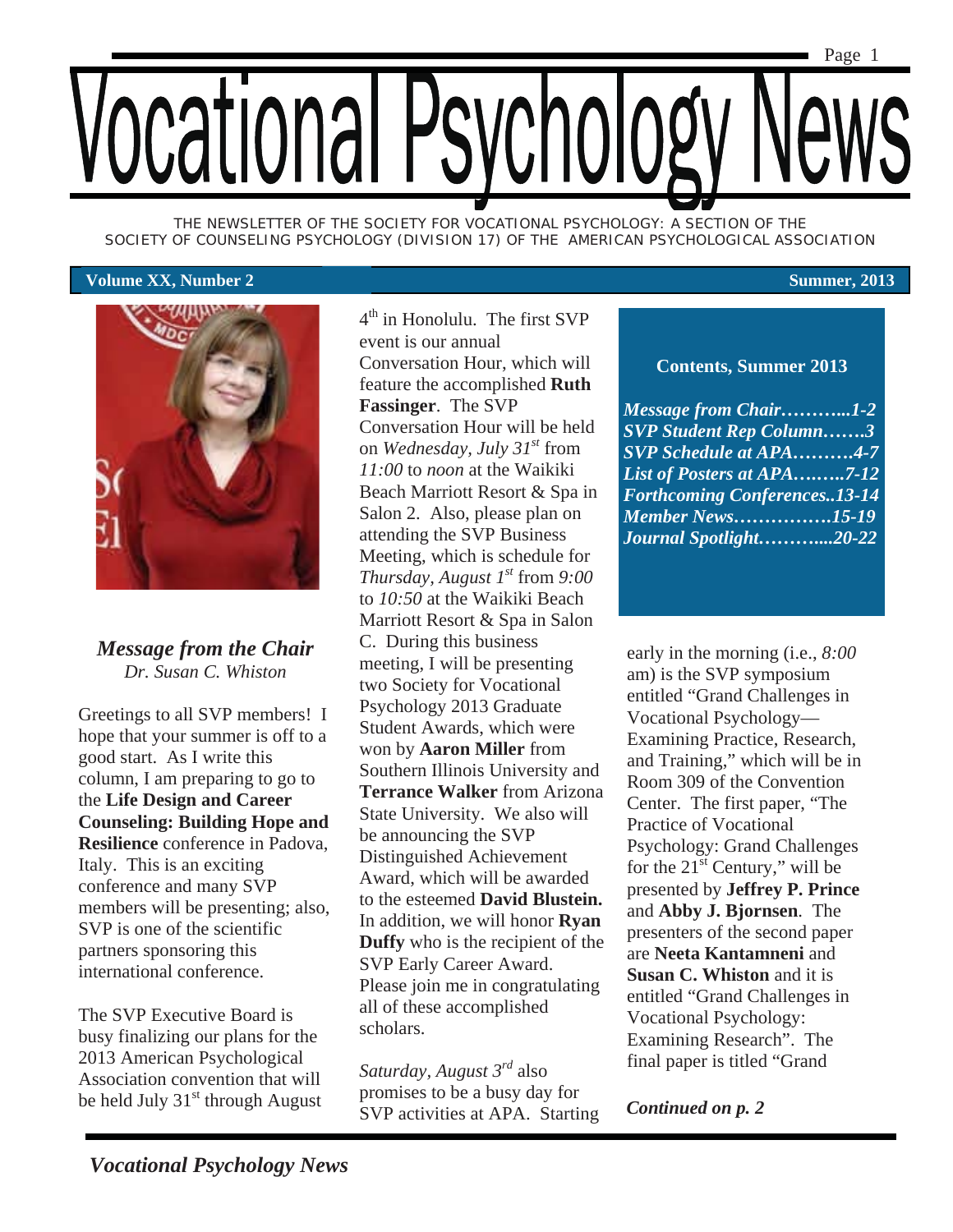# Vocational Psychology News

THE NEWSLETTER OF THE SOCIETY FOR VOCATIONAL PSYCHOLOGY: A SECTION OF THE SOCIETY OF COUNSELING PSYCHOLOGY (DIVISION 17) OF THE AMERICAN PSYCHOLOGICAL ASSOCIATION

**Volume XX, Number 2** **Summer, 2013**

**Contents, Summer 2013**

- *Message from Chair………...1-2*
- *SVP Student Rep Column…….3*
- *SVP Schedule at APA……….4-7*
- *List of Posters at APA….…..7-12*
- *Forthcoming Conferences..13-14*
- *Member News…………….15-19*
- *Journal Spotlight………....20-22*

## *Message from the Chair*

*Dr. Susan C. Whiston*

Greetings to all SVP members! I hope that your summer is off to a good start. As I write this column, I am preparing to go to the **Life Design and Career Counseling: Building Hope and Resilience** conference in Padova, Italy. This is an exciting conference and many SVP members will be presenting; also, SVP is one of the scientific partners sponsoring this international conference.

The SVP Executive Board is busy finalizing our plans for the 2013 American Psychological Association convention that will be held July 31st through August 4th in Honolulu. The first SVP event is our annual Conversation Hour, which will feature the accomplished **Ruth Fassinger**. The SVP Conversation Hour will be held on *Wednesday, July 31st* from *11:00* to *noon* at the Waikiki Beach Marriott Resort & Spa in Salon 2. Also, please plan on attending the SVP Business Meeting, which is schedule for *Thursday, August 1st* from *9:00* to *10:50* at the Waikiki Beach Marriott Resort & Spa in Salon C. During this business meeting, I will be presenting two Society for Vocational Psychology 2013 Graduate Student Awards, which were won by **Aaron Miller** from Southern Illinois University and **Terrance Walker** from Arizona State University. We also will be announcing the SVP Distinguished Achievement Award, which will be awarded to the esteemed **David Blustein.** In addition, we will honor **Ryan Duffy** who is the recipient of the SVP Early Career Award. Please join me in congratulating all of these accomplished scholars.

*Saturday, August 3rd* also promises to be a busy day for SVP activities at APA. Starting early in the morning (i.e., *8:00* am) is the SVP symposium entitled "Grand Challenges in Vocational Psychology—Examining Practice, Research, and Training," which will be in Room 309 of the Convention Center. The first paper, "The Practice of Vocational Psychology: Grand Challenges for the 21st Century," will be presented by **Jeffrey P. Prince** and **Abby J. Bjornsen**. The presenters of the second paper are **Neeta Kantamneni** and **Susan C. Whiston** and it is entitled "Grand Challenges in Vocational Psychology: Examining Research". The final paper is titled "Grand

***Continued on p. 2***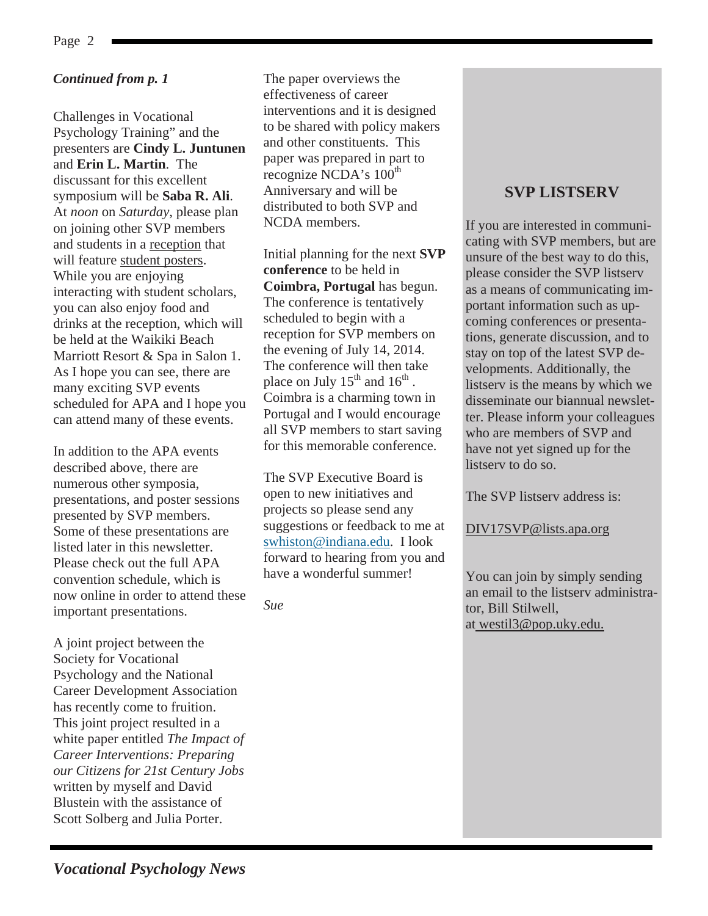*Continued from p. 1*

Challenges in Vocational Psychology Training" and the presenters are **Cindy L. Juntunen** and **Erin L. Martin**. The discussant for this excellent symposium will be **Saba R. Ali**. At *noon* on *Saturday*, please plan on joining other SVP members and students in a reception that will feature student posters. While you are enjoying interacting with student scholars, you can also enjoy food and drinks at the reception, which will be held at the Waikiki Beach Marriott Resort & Spa in Salon 1. As I hope you can see, there are many exciting SVP events scheduled for APA and I hope you can attend many of these events.

In addition to the APA events described above, there are numerous other symposia, presentations, and poster sessions presented by SVP members. Some of these presentations are listed later in this newsletter. Please check out the full APA convention schedule, which is now online in order to attend these important presentations.

A joint project between the Society for Vocational Psychology and the National Career Development Association has recently come to fruition. This joint project resulted in a white paper entitled *The Impact of Career Interventions: Preparing our Citizens for 21st Century Jobs* written by myself and David Blustein with the assistance of Scott Solberg and Julia Porter. The paper overviews the effectiveness of career interventions and it is designed to be shared with policy makers and other constituents. This paper was prepared in part to recognize NCDA's 100th Anniversary and will be distributed to both SVP and NCDA members.

Initial planning for the next **SVP conference** to be held in **Coimbra, Portugal** has begun. The conference is tentatively scheduled to begin with a reception for SVP members on the evening of July 14, 2014. The conference will then take place on July 15th and 16th. Coimbra is a charming town in Portugal and I would encourage all SVP members to start saving for this memorable conference.

The SVP Executive Board is open to new initiatives and projects so please send any suggestions or feedback to me at swhiston@indiana.edu. I look forward to hearing from you and have a wonderful summer!

*Sue*

## SVP LISTSERV

If you are interested in communicating with SVP members, but are unsure of the best way to do this, please consider the SVP listserv as a means of communicating important information such as upcoming conferences or presentations, generate discussion, and to stay on top of the latest SVP developments. Additionally, the listserv is the means by which we disseminate our biannual newsletter. Please inform your colleagues who are members of SVP and have not yet signed up for the listserv to do so.

The SVP listserv address is:

DIV17SVP@lists.apa.org

You can join by simply sending an email to the listserv administrator, Bill Stilwell, at westil3@pop.uky.edu.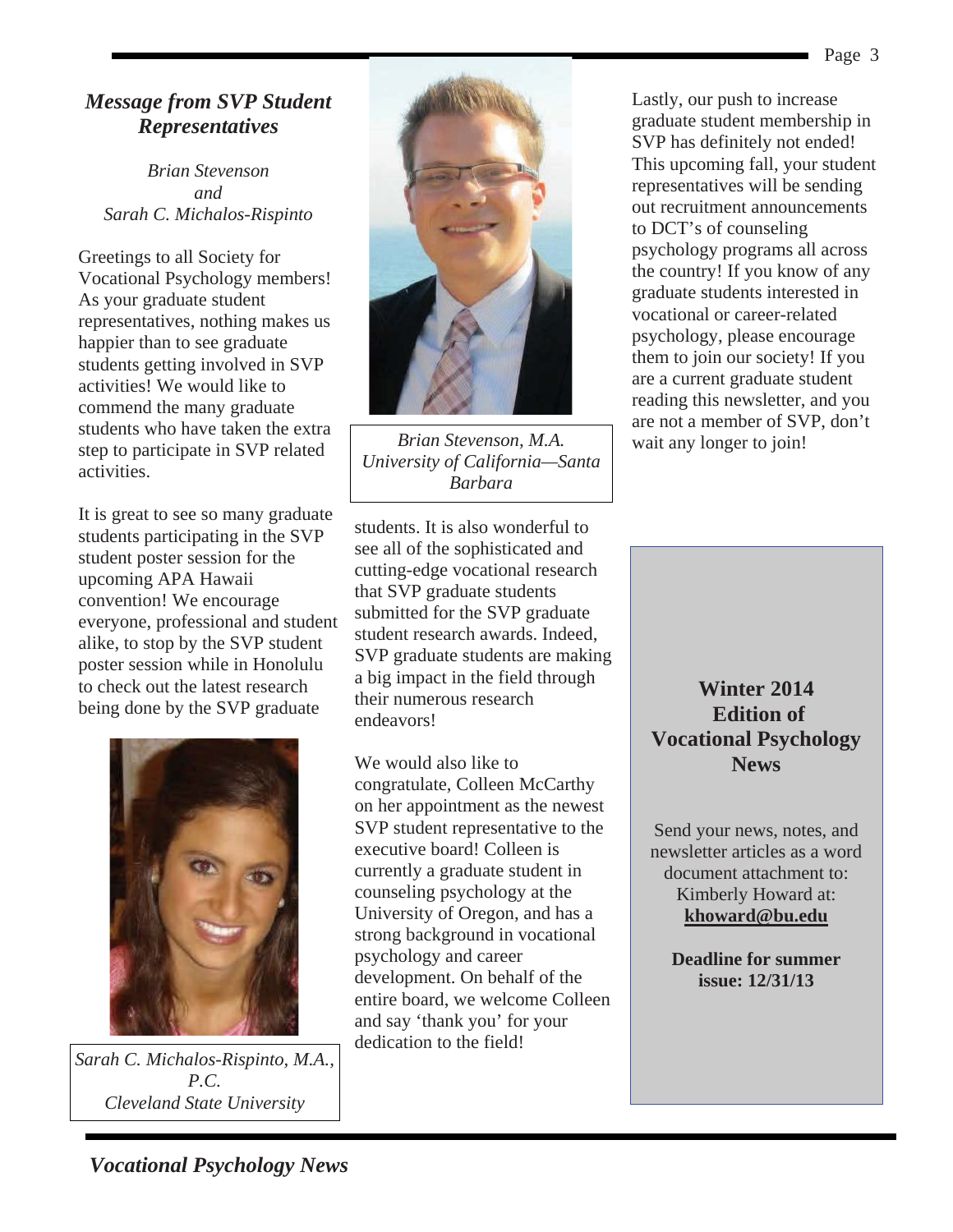## *Message from SVP Student Representatives*

*Brian Stevenson*
*and*
*Sarah C. Michalos-Rispinto*

Greetings to all Society for Vocational Psychology members! As your graduate student representatives, nothing makes us happier than to see graduate students getting involved in SVP activities! We would like to commend the many graduate students who have taken the extra step to participate in SVP related activities.

It is great to see so many graduate students participating in the SVP student poster session for the upcoming APA Hawaii convention! We encourage everyone, professional and student alike, to stop by the SVP student poster session while in Honolulu to check out the latest research being done by the SVP graduate students. It is also wonderful to see all of the sophisticated and cutting-edge vocational research that SVP graduate students submitted for the SVP graduate student research awards. Indeed, SVP graduate students are making a big impact in the field through their numerous research endeavors!

*Brian Stevenson, M.A.*
*University of California—Santa Barbara*

*Sarah C. Michalos-Rispinto, M.A., P.C.*
*Cleveland State University*

We would also like to congratulate, Colleen McCarthy on her appointment as the newest SVP student representative to the executive board! Colleen is currently a graduate student in counseling psychology at the University of Oregon, and has a strong background in vocational psychology and career development. On behalf of the entire board, we welcome Colleen and say 'thank you' for your dedication to the field!

Lastly, our push to increase graduate student membership in SVP has definitely not ended! This upcoming fall, your student representatives will be sending out recruitment announcements to DCT's of counseling psychology programs all across the country! If you know of any graduate students interested in vocational or career-related psychology, please encourage them to join our society! If you are a current graduate student reading this newsletter, and you are not a member of SVP, don't wait any longer to join!

**Winter 2014 Edition of Vocational Psychology News**

Send your news, notes, and newsletter articles as a word document attachment to: Kimberly Howard at: **khoward@bu.edu**

**Deadline for summer issue: 12/31/13**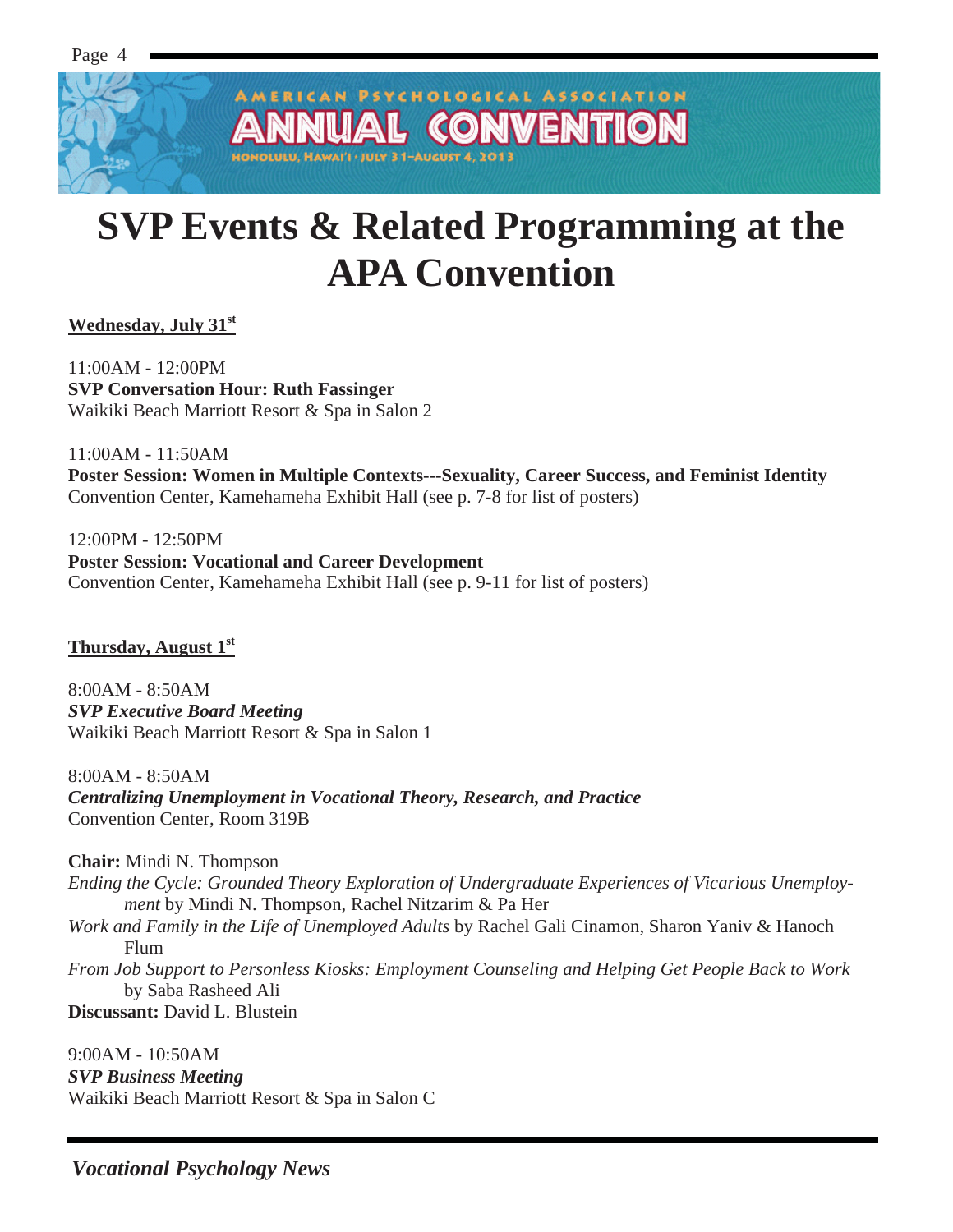AMERICAN PSYCHOLOGICAL ASSOCIATION
ANNUAL CONVENTION
HONOLULU, HAWAI'I · JULY 31–AUGUST 4, 2013

# SVP Events & Related Programming at the APA Convention

**Wednesday, July 31st**

11:00AM - 12:00PM
**SVP Conversation Hour: Ruth Fassinger**
Waikiki Beach Marriott Resort & Spa in Salon 2

11:00AM - 11:50AM
**Poster Session: Women in Multiple Contexts---Sexuality, Career Success, and Feminist Identity**
Convention Center, Kamehameha Exhibit Hall (see p. 7-8 for list of posters)

12:00PM - 12:50PM
**Poster Session: Vocational and Career Development**
Convention Center, Kamehameha Exhibit Hall (see p. 9-11 for list of posters)

**Thursday, August 1st**

8:00AM - 8:50AM
***SVP Executive Board Meeting***
Waikiki Beach Marriott Resort & Spa in Salon 1

8:00AM - 8:50AM
***Centralizing Unemployment in Vocational Theory, Research, and Practice***
Convention Center, Room 319B

**Chair:** Mindi N. Thompson
*Ending the Cycle: Grounded Theory Exploration of Undergraduate Experiences of Vicarious Unemployment* by Mindi N. Thompson, Rachel Nitzarim & Pa Her
*Work and Family in the Life of Unemployed Adults* by Rachel Gali Cinamon, Sharon Yaniv & Hanoch Flum
*From Job Support to Personless Kiosks: Employment Counseling and Helping Get People Back to Work* by Saba Rasheed Ali
**Discussant:** David L. Blustein

9:00AM - 10:50AM
***SVP Business Meeting***
Waikiki Beach Marriott Resort & Spa in Salon C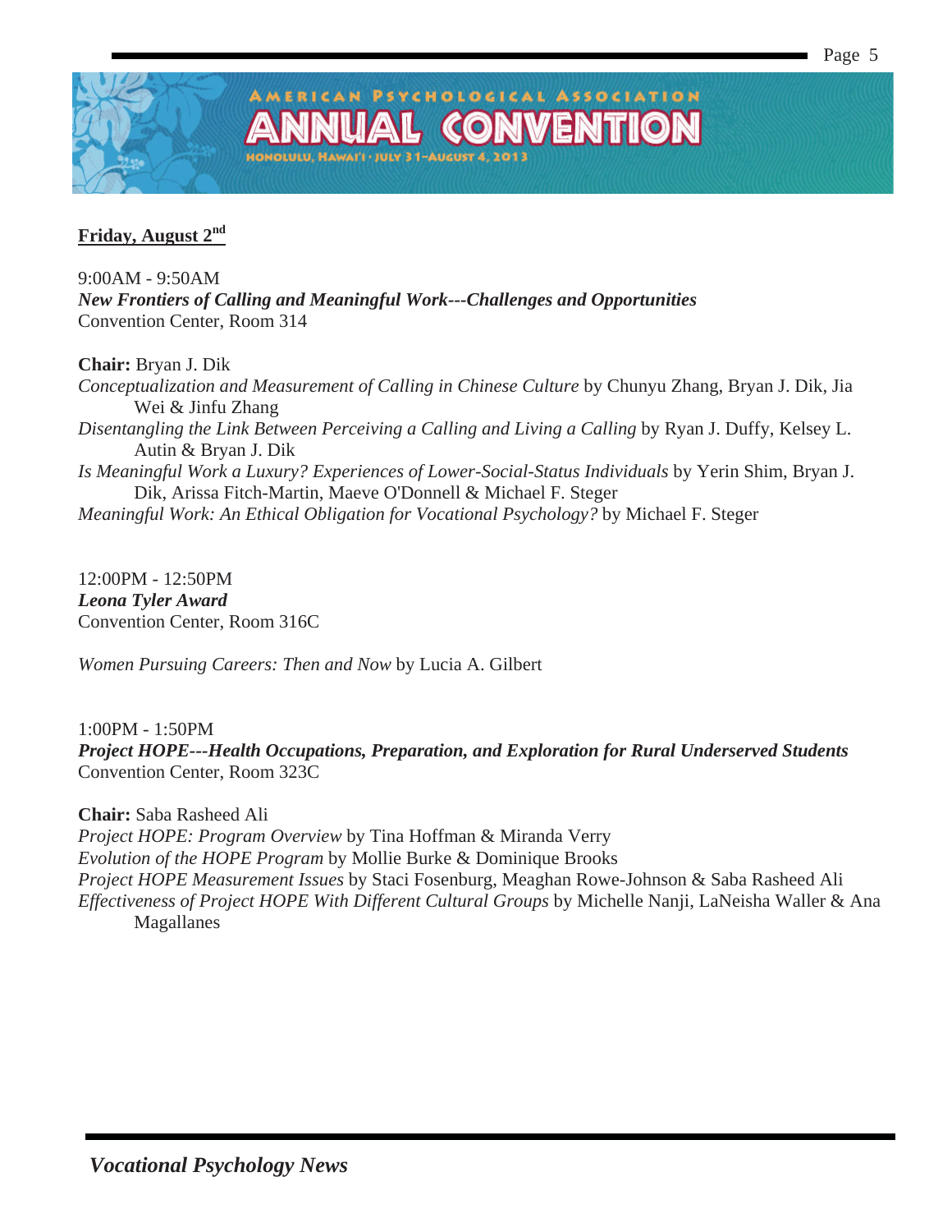## Friday, August 2nd

9:00AM - 9:50AM
***New Frontiers of Calling and Meaningful Work---Challenges and Opportunities***
Convention Center, Room 314

**Chair:** Bryan J. Dik
*Conceptualization and Measurement of Calling in Chinese Culture* by Chunyu Zhang, Bryan J. Dik, Jia Wei & Jinfu Zhang
*Disentangling the Link Between Perceiving a Calling and Living a Calling* by Ryan J. Duffy, Kelsey L. Autin & Bryan J. Dik
*Is Meaningful Work a Luxury? Experiences of Lower-Social-Status Individuals* by Yerin Shim, Bryan J. Dik, Arissa Fitch-Martin, Maeve O'Donnell & Michael F. Steger
*Meaningful Work: An Ethical Obligation for Vocational Psychology?* by Michael F. Steger

12:00PM - 12:50PM
***Leona Tyler Award***
Convention Center, Room 316C

*Women Pursuing Careers: Then and Now* by Lucia A. Gilbert

1:00PM - 1:50PM
***Project HOPE---Health Occupations, Preparation, and Exploration for Rural Underserved Students***
Convention Center, Room 323C

**Chair:** Saba Rasheed Ali
*Project HOPE: Program Overview* by Tina Hoffman & Miranda Verry
*Evolution of the HOPE Program* by Mollie Burke & Dominique Brooks
*Project HOPE Measurement Issues* by Staci Fosenburg, Meaghan Rowe-Johnson & Saba Rasheed Ali
*Effectiveness of Project HOPE With Different Cultural Groups* by Michelle Nanji, LaNeisha Waller & Ana Magallanes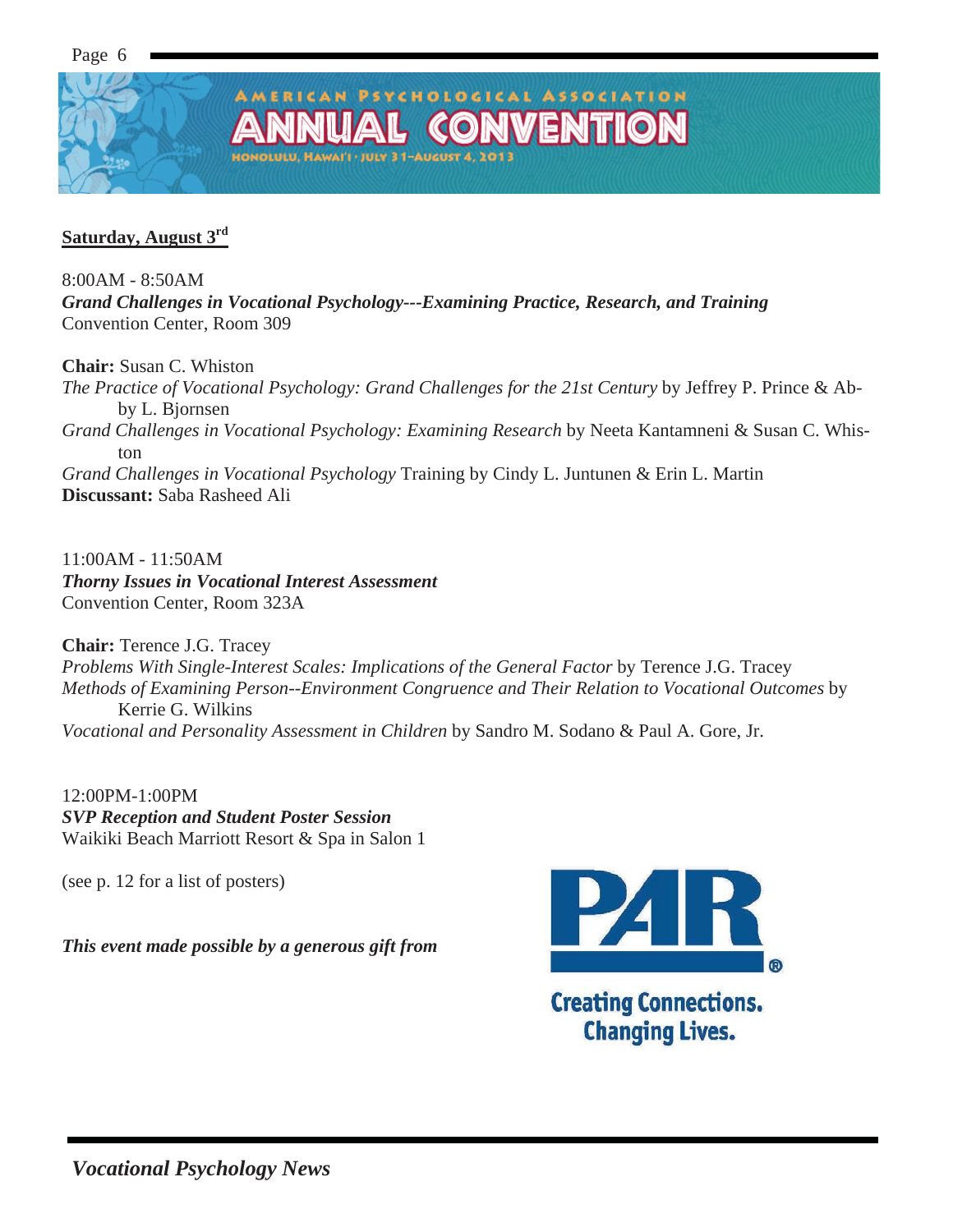**Saturday, August 3rd**

8:00AM - 8:50AM
***Grand Challenges in Vocational Psychology---Examining Practice, Research, and Training***
Convention Center, Room 309

**Chair:** Susan C. Whiston
*The Practice of Vocational Psychology: Grand Challenges for the 21st Century* by Jeffrey P. Prince & Abby L. Bjornsen
*Grand Challenges in Vocational Psychology: Examining Research* by Neeta Kantamneni & Susan C. Whiston
*Grand Challenges in Vocational Psychology* Training by Cindy L. Juntunen & Erin L. Martin
**Discussant:** Saba Rasheed Ali

11:00AM - 11:50AM
***Thorny Issues in Vocational Interest Assessment***
Convention Center, Room 323A

**Chair:** Terence J.G. Tracey
*Problems With Single-Interest Scales: Implications of the General Factor* by Terence J.G. Tracey
*Methods of Examining Person--Environment Congruence and Their Relation to Vocational Outcomes* by Kerrie G. Wilkins
*Vocational and Personality Assessment in Children* by Sandro M. Sodano & Paul A. Gore, Jr.

12:00PM-1:00PM
***SVP Reception and Student Poster Session***
Waikiki Beach Marriott Resort & Spa in Salon 1

(see p. 12 for a list of posters)

***This event made possible by a generous gift from***

PAR®

Creating Connections. Changing Lives.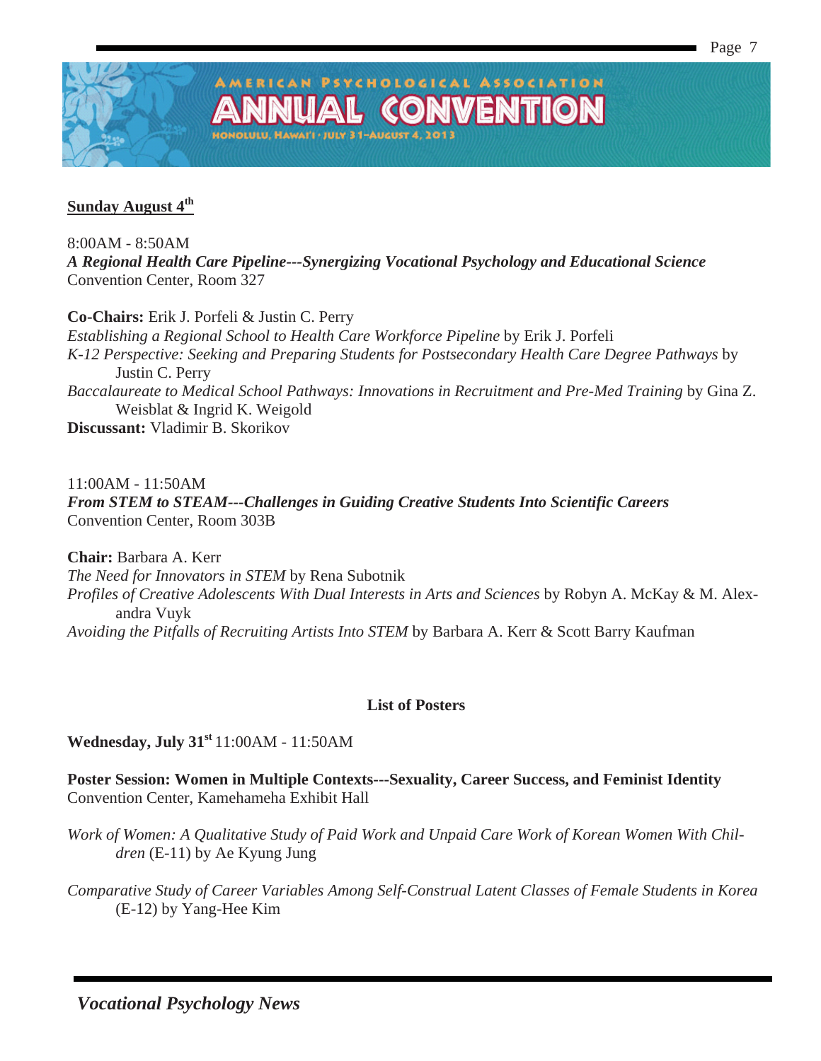## Sunday August 4th

8:00AM - 8:50AM
***A Regional Health Care Pipeline---Synergizing Vocational Psychology and Educational Science***
Convention Center, Room 327

**Co-Chairs:** Erik J. Porfeli & Justin C. Perry
*Establishing a Regional School to Health Care Workforce Pipeline* by Erik J. Porfeli
*K-12 Perspective: Seeking and Preparing Students for Postsecondary Health Care Degree Pathways* by Justin C. Perry
*Baccalaureate to Medical School Pathways: Innovations in Recruitment and Pre-Med Training* by Gina Z. Weisblat & Ingrid K. Weigold
**Discussant:** Vladimir B. Skorikov

11:00AM - 11:50AM
***From STEM to STEAM---Challenges in Guiding Creative Students Into Scientific Careers***
Convention Center, Room 303B

**Chair:** Barbara A. Kerr
*The Need for Innovators in STEM* by Rena Subotnik
*Profiles of Creative Adolescents With Dual Interests in Arts and Sciences* by Robyn A. McKay & M. Alexandra Vuyk
*Avoiding the Pitfalls of Recruiting Artists Into STEM* by Barbara A. Kerr & Scott Barry Kaufman

## List of Posters

**Wednesday, July 31st** 11:00AM - 11:50AM

**Poster Session: Women in Multiple Contexts---Sexuality, Career Success, and Feminist Identity**
Convention Center, Kamehameha Exhibit Hall

*Work of Women: A Qualitative Study of Paid Work and Unpaid Care Work of Korean Women With Children* (E-11) by Ae Kyung Jung

*Comparative Study of Career Variables Among Self-Construal Latent Classes of Female Students in Korea* (E-12) by Yang-Hee Kim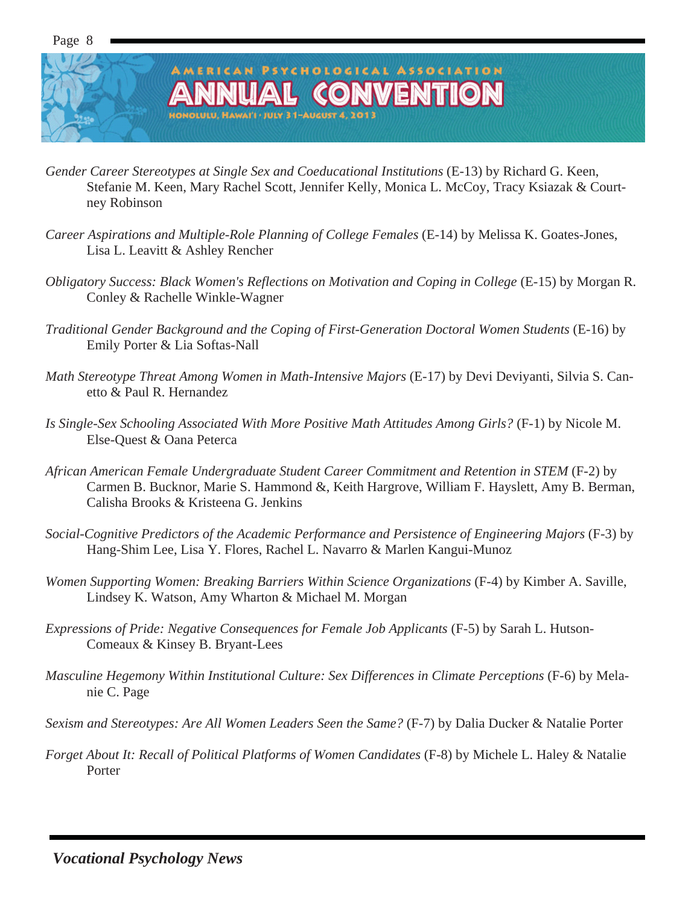*Gender Career Stereotypes at Single Sex and Coeducational Institutions* (E-13) by Richard G. Keen, Stefanie M. Keen, Mary Rachel Scott, Jennifer Kelly, Monica L. McCoy, Tracy Ksiazak & Courtney Robinson

*Career Aspirations and Multiple-Role Planning of College Females* (E-14) by Melissa K. Goates-Jones, Lisa L. Leavitt & Ashley Rencher

*Obligatory Success: Black Women's Reflections on Motivation and Coping in College* (E-15) by Morgan R. Conley & Rachelle Winkle-Wagner

*Traditional Gender Background and the Coping of First-Generation Doctoral Women Students* (E-16) by Emily Porter & Lia Softas-Nall

*Math Stereotype Threat Among Women in Math-Intensive Majors* (E-17) by Devi Deviyanti, Silvia S. Canetto & Paul R. Hernandez

*Is Single-Sex Schooling Associated With More Positive Math Attitudes Among Girls?* (F-1) by Nicole M. Else-Quest & Oana Peterca

*African American Female Undergraduate Student Career Commitment and Retention in STEM* (F-2) by Carmen B. Bucknor, Marie S. Hammond &, Keith Hargrove, William F. Hayslett, Amy B. Berman, Calisha Brooks & Kristeena G. Jenkins

*Social-Cognitive Predictors of the Academic Performance and Persistence of Engineering Majors* (F-3) by Hang-Shim Lee, Lisa Y. Flores, Rachel L. Navarro & Marlen Kangui-Munoz

*Women Supporting Women: Breaking Barriers Within Science Organizations* (F-4) by Kimber A. Saville, Lindsey K. Watson, Amy Wharton & Michael M. Morgan

*Expressions of Pride: Negative Consequences for Female Job Applicants* (F-5) by Sarah L. Hutson-Comeaux & Kinsey B. Bryant-Lees

*Masculine Hegemony Within Institutional Culture: Sex Differences in Climate Perceptions* (F-6) by Melanie C. Page

*Sexism and Stereotypes: Are All Women Leaders Seen the Same?* (F-7) by Dalia Ducker & Natalie Porter

*Forget About It: Recall of Political Platforms of Women Candidates* (F-8) by Michele L. Haley & Natalie Porter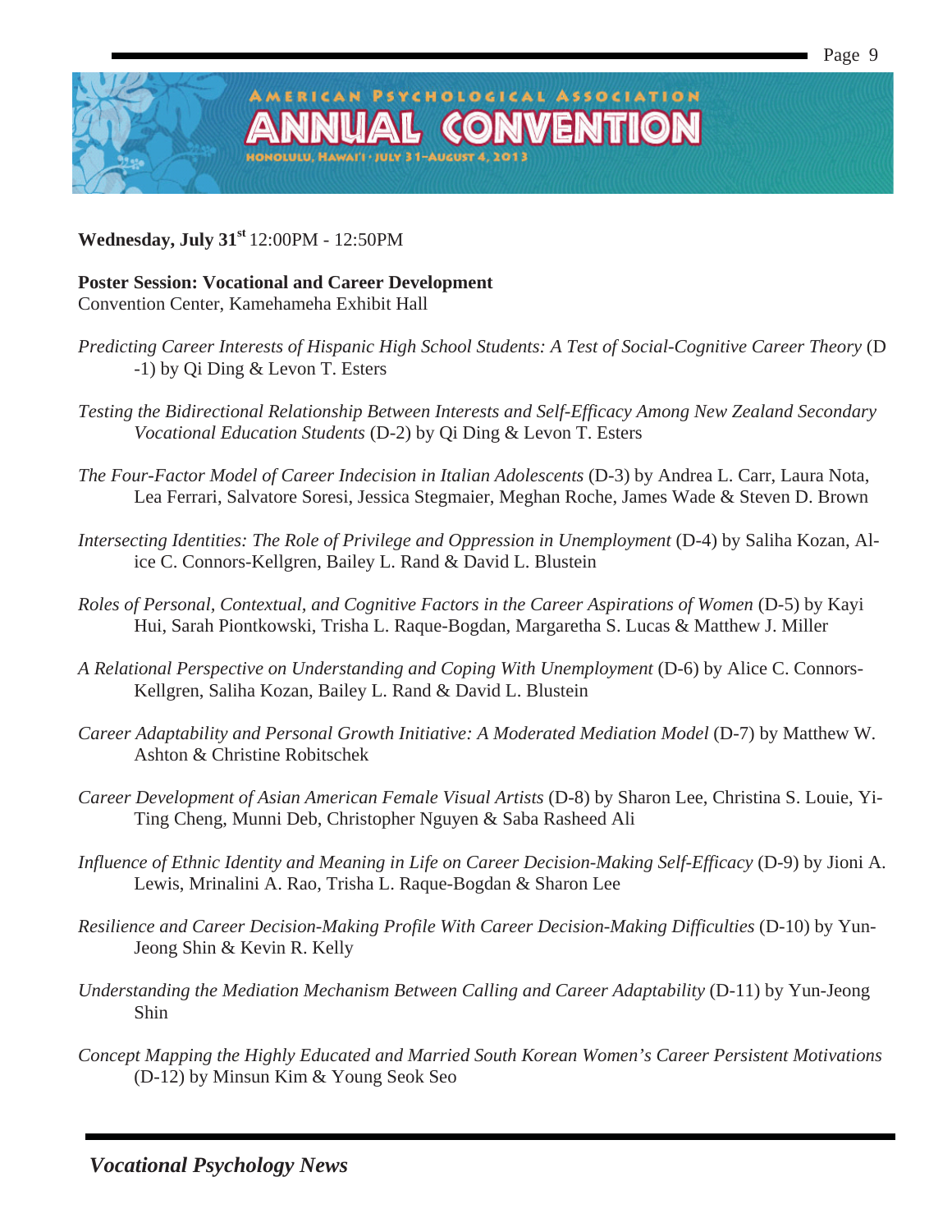**Wednesday, July 31st** 12:00PM - 12:50PM

**Poster Session: Vocational and Career Development**
Convention Center, Kamehameha Exhibit Hall

*Predicting Career Interests of Hispanic High School Students: A Test of Social-Cognitive Career Theory* (D-1) by Qi Ding & Levon T. Esters

*Testing the Bidirectional Relationship Between Interests and Self-Efficacy Among New Zealand Secondary Vocational Education Students* (D-2) by Qi Ding & Levon T. Esters

*The Four-Factor Model of Career Indecision in Italian Adolescents* (D-3) by Andrea L. Carr, Laura Nota, Lea Ferrari, Salvatore Soresi, Jessica Stegmaier, Meghan Roche, James Wade & Steven D. Brown

*Intersecting Identities: The Role of Privilege and Oppression in Unemployment* (D-4) by Saliha Kozan, Alice C. Connors-Kellgren, Bailey L. Rand & David L. Blustein

*Roles of Personal, Contextual, and Cognitive Factors in the Career Aspirations of Women* (D-5) by Kayi Hui, Sarah Piontkowski, Trisha L. Raque-Bogdan, Margaretha S. Lucas & Matthew J. Miller

*A Relational Perspective on Understanding and Coping With Unemployment* (D-6) by Alice C. Connors-Kellgren, Saliha Kozan, Bailey L. Rand & David L. Blustein

*Career Adaptability and Personal Growth Initiative: A Moderated Mediation Model* (D-7) by Matthew W. Ashton & Christine Robitschek

*Career Development of Asian American Female Visual Artists* (D-8) by Sharon Lee, Christina S. Louie, Yi-Ting Cheng, Munni Deb, Christopher Nguyen & Saba Rasheed Ali

*Influence of Ethnic Identity and Meaning in Life on Career Decision-Making Self-Efficacy* (D-9) by Jioni A. Lewis, Mrinalini A. Rao, Trisha L. Raque-Bogdan & Sharon Lee

*Resilience and Career Decision-Making Profile With Career Decision-Making Difficulties* (D-10) by Yun-Jeong Shin & Kevin R. Kelly

*Understanding the Mediation Mechanism Between Calling and Career Adaptability* (D-11) by Yun-Jeong Shin

*Concept Mapping the Highly Educated and Married South Korean Women's Career Persistent Motivations* (D-12) by Minsun Kim & Young Seok Seo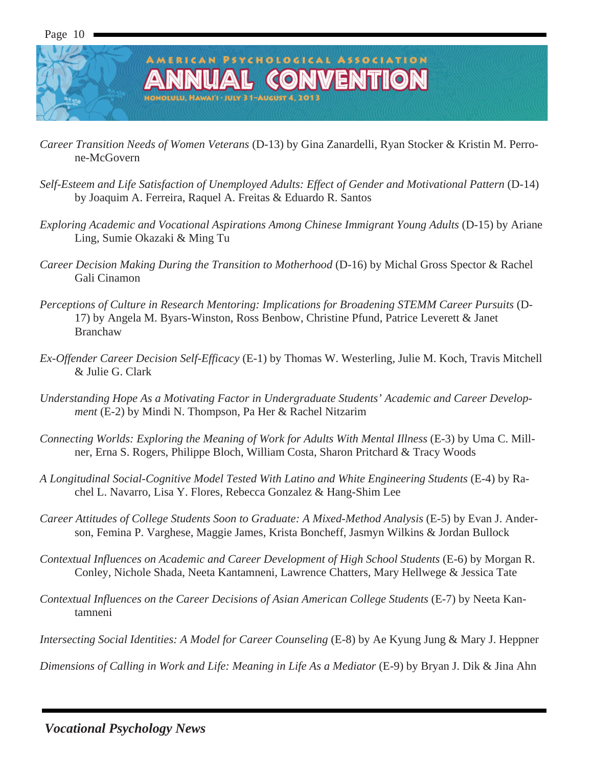American Psychological Association

# Annual Convention

Honolulu, Hawai'i · July 31–August 4, 2013

*Career Transition Needs of Women Veterans* (D-13) by Gina Zanardelli, Ryan Stocker & Kristin M. Perrone-McGovern

*Self-Esteem and Life Satisfaction of Unemployed Adults: Effect of Gender and Motivational Pattern* (D-14) by Joaquim A. Ferreira, Raquel A. Freitas & Eduardo R. Santos

*Exploring Academic and Vocational Aspirations Among Chinese Immigrant Young Adults* (D-15) by Ariane Ling, Sumie Okazaki & Ming Tu

*Career Decision Making During the Transition to Motherhood* (D-16) by Michal Gross Spector & Rachel Gali Cinamon

*Perceptions of Culture in Research Mentoring: Implications for Broadening STEMM Career Pursuits* (D-17) by Angela M. Byars-Winston, Ross Benbow, Christine Pfund, Patrice Leverett & Janet Branchaw

*Ex-Offender Career Decision Self-Efficacy* (E-1) by Thomas W. Westerling, Julie M. Koch, Travis Mitchell & Julie G. Clark

*Understanding Hope As a Motivating Factor in Undergraduate Students' Academic and Career Development* (E-2) by Mindi N. Thompson, Pa Her & Rachel Nitzarim

*Connecting Worlds: Exploring the Meaning of Work for Adults With Mental Illness* (E-3) by Uma C. Millner, Erna S. Rogers, Philippe Bloch, William Costa, Sharon Pritchard & Tracy Woods

*A Longitudinal Social-Cognitive Model Tested With Latino and White Engineering Students* (E-4) by Rachel L. Navarro, Lisa Y. Flores, Rebecca Gonzalez & Hang-Shim Lee

*Career Attitudes of College Students Soon to Graduate: A Mixed-Method Analysis* (E-5) by Evan J. Anderson, Femina P. Varghese, Maggie James, Krista Boncheff, Jasmyn Wilkins & Jordan Bullock

*Contextual Influences on Academic and Career Development of High School Students* (E-6) by Morgan R. Conley, Nichole Shada, Neeta Kantamneni, Lawrence Chatters, Mary Hellwege & Jessica Tate

*Contextual Influences on the Career Decisions of Asian American College Students* (E-7) by Neeta Kantamneni

*Intersecting Social Identities: A Model for Career Counseling* (E-8) by Ae Kyung Jung & Mary J. Heppner

*Dimensions of Calling in Work and Life: Meaning in Life As a Mediator* (E-9) by Bryan J. Dik & Jina Ahn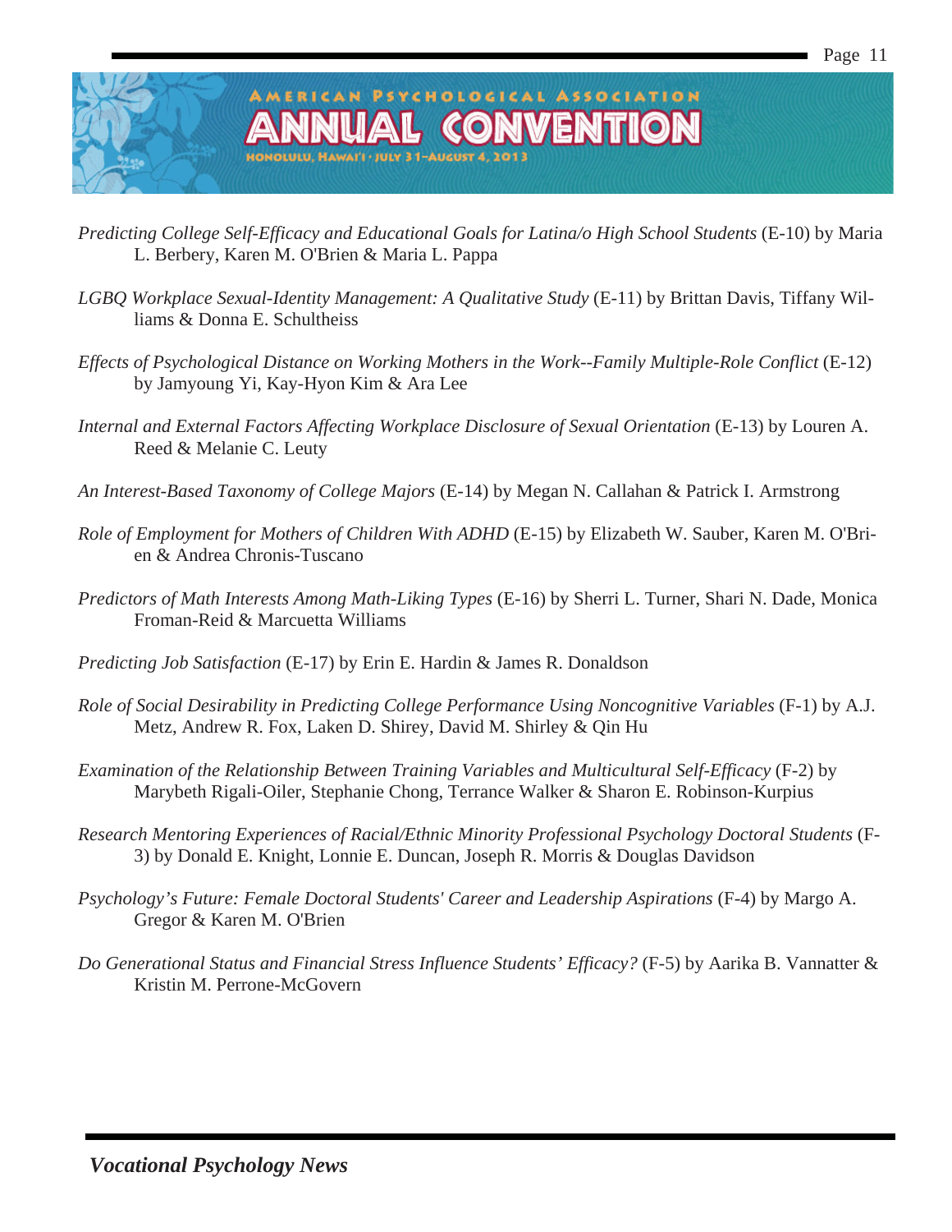*Predicting College Self-Efficacy and Educational Goals for Latina/o High School Students* (E-10) by Maria L. Berbery, Karen M. O'Brien & Maria L. Pappa

*LGBQ Workplace Sexual-Identity Management: A Qualitative Study* (E-11) by Brittan Davis, Tiffany Williams & Donna E. Schultheiss

*Effects of Psychological Distance on Working Mothers in the Work--Family Multiple-Role Conflict* (E-12) by Jamyoung Yi, Kay-Hyon Kim & Ara Lee

*Internal and External Factors Affecting Workplace Disclosure of Sexual Orientation* (E-13) by Louren A. Reed & Melanie C. Leuty

*An Interest-Based Taxonomy of College Majors* (E-14) by Megan N. Callahan & Patrick I. Armstrong

*Role of Employment for Mothers of Children With ADHD* (E-15) by Elizabeth W. Sauber, Karen M. O'Brien & Andrea Chronis-Tuscano

*Predictors of Math Interests Among Math-Liking Types* (E-16) by Sherri L. Turner, Shari N. Dade, Monica Froman-Reid & Marcuetta Williams

*Predicting Job Satisfaction* (E-17) by Erin E. Hardin & James R. Donaldson

*Role of Social Desirability in Predicting College Performance Using Noncognitive Variables* (F-1) by A.J. Metz, Andrew R. Fox, Laken D. Shirey, David M. Shirley & Qin Hu

*Examination of the Relationship Between Training Variables and Multicultural Self-Efficacy* (F-2) by Marybeth Rigali-Oiler, Stephanie Chong, Terrance Walker & Sharon E. Robinson-Kurpius

*Research Mentoring Experiences of Racial/Ethnic Minority Professional Psychology Doctoral Students* (F-3) by Donald E. Knight, Lonnie E. Duncan, Joseph R. Morris & Douglas Davidson

*Psychology's Future: Female Doctoral Students' Career and Leadership Aspirations* (F-4) by Margo A. Gregor & Karen M. O'Brien

*Do Generational Status and Financial Stress Influence Students' Efficacy?* (F-5) by Aarika B. Vannatter & Kristin M. Perrone-McGovern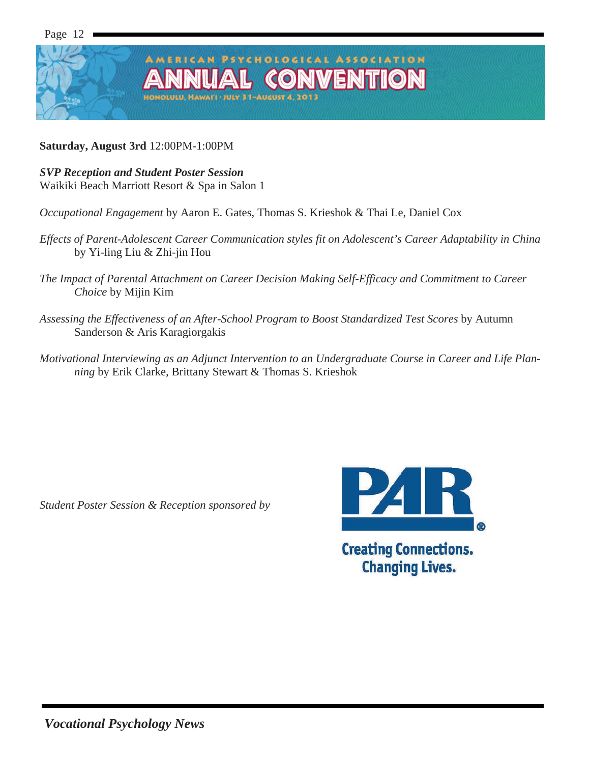AMERICAN PSYCHOLOGICAL ASSOCIATION

# ANNUAL CONVENTION

HONOLULU, HAWAI'I · JULY 31–AUGUST 4, 2013

**Saturday, August 3rd** 12:00PM-1:00PM

***SVP Reception and Student Poster Session***
Waikiki Beach Marriott Resort & Spa in Salon 1

*Occupational Engagement* by Aaron E. Gates, Thomas S. Krieshok & Thai Le, Daniel Cox

*Effects of Parent-Adolescent Career Communication styles fit on Adolescent's Career Adaptability in China* by Yi-ling Liu & Zhi-jin Hou

*The Impact of Parental Attachment on Career Decision Making Self-Efficacy and Commitment to Career Choice* by Mijin Kim

*Assessing the Effectiveness of an After-School Program to Boost Standardized Test Scores* by Autumn Sanderson & Aris Karagiorgakis

*Motivational Interviewing as an Adjunct Intervention to an Undergraduate Course in Career and Life Planning* by Erik Clarke, Brittany Stewart & Thomas S. Krieshok

*Student Poster Session & Reception sponsored by*

PAR®

Creating Connections.
Changing Lives.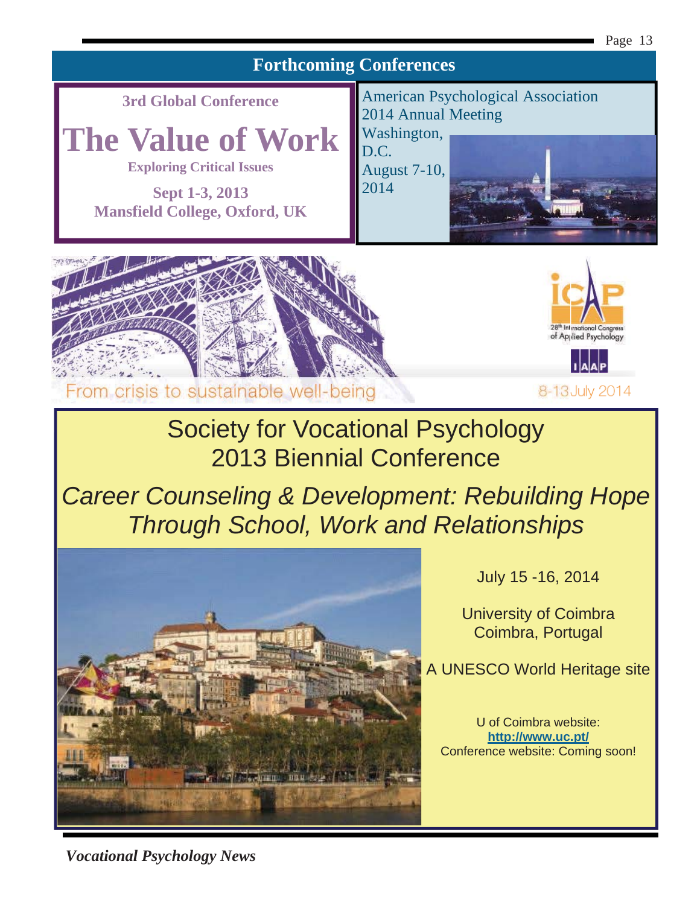## Forthcoming Conferences

**3rd Global Conference**

# The Value of Work

**Exploring Critical Issues**

**Sept 1-3, 2013**
**Mansfield College, Oxford, UK**

American Psychological Association
2014 Annual Meeting
Washington, D.C.
August 7-10, 2014

From crisis to sustainable well-being

ICAP
28th International Congress of Applied Psychology
IAAP
8-13 July 2014

## Society for Vocational Psychology
## 2013 Biennial Conference

### *Career Counseling & Development: Rebuilding Hope Through School, Work and Relationships*

July 15 -16, 2014

University of Coimbra
Coimbra, Portugal

A UNESCO World Heritage site

U of Coimbra website:
**http://www.uc.pt/**
Conference website: Coming soon!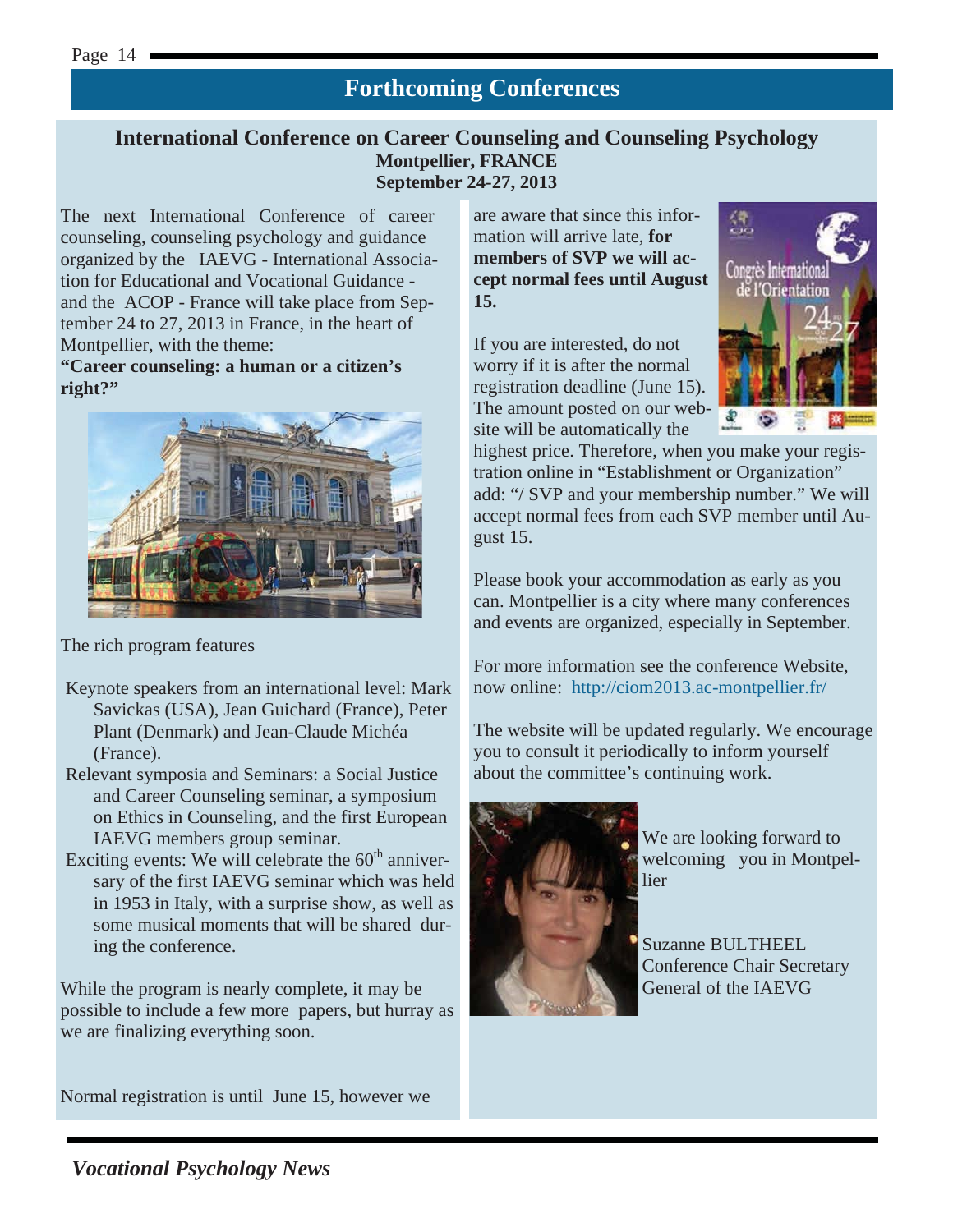# Forthcoming Conferences

## International Conference on Career Counseling and Counseling Psychology

**Montpellier, FRANCE**
**September 24-27, 2013**

The next International Conference of career counseling, counseling psychology and guidance organized by the IAEVG - International Association for Educational and Vocational Guidance - and the ACOP - France will take place from September 24 to 27, 2013 in France, in the heart of Montpellier, with the theme:

**"Career counseling: a human or a citizen's right?"**

The rich program features

- Keynote speakers from an international level: Mark Savickas (USA), Jean Guichard (France), Peter Plant (Denmark) and Jean-Claude Michéa (France).
- Relevant symposia and Seminars: a Social Justice and Career Counseling seminar, a symposium on Ethics in Counseling, and the first European IAEVG members group seminar.
- Exciting events: We will celebrate the 60th anniversary of the first IAEVG seminar which was held in 1953 in Italy, with a surprise show, as well as some musical moments that will be shared during the conference.

While the program is nearly complete, it may be possible to include a few more papers, but hurray as we are finalizing everything soon.

Normal registration is until June 15, however we are aware that since this information will arrive late, **for members of SVP we will accept normal fees until August 15.**

If you are interested, do not worry if it is after the normal registration deadline (June 15). The amount posted on our website will be automatically the highest price. Therefore, when you make your registration online in "Establishment or Organization" add: "/ SVP and your membership number." We will accept normal fees from each SVP member until August 15.

Please book your accommodation as early as you can. Montpellier is a city where many conferences and events are organized, especially in September.

For more information see the conference Website, now online: http://ciom2013.ac-montpellier.fr/

The website will be updated regularly. We encourage you to consult it periodically to inform yourself about the committee's continuing work.

We are looking forward to welcoming you in Montpellier

Suzanne BULTHEEL
Conference Chair Secretary General of the IAEVG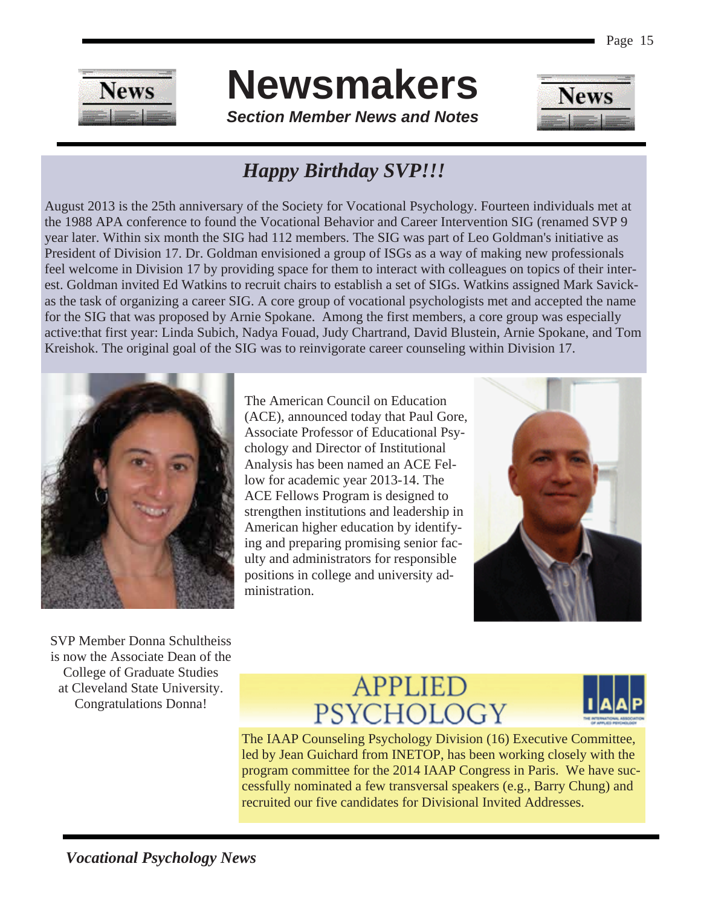# Newsmakers

***Section Member News and Notes***

## *Happy Birthday SVP!!!*

August 2013 is the 25th anniversary of the Society for Vocational Psychology. Fourteen individuals met at the 1988 APA conference to found the Vocational Behavior and Career Intervention SIG (renamed SVP 9 year later. Within six month the SIG had 112 members. The SIG was part of Leo Goldman's initiative as President of Division 17. Dr. Goldman envisioned a group of ISGs as a way of making new professionals feel welcome in Division 17 by providing space for them to interact with colleagues on topics of their interest. Goldman invited Ed Watkins to recruit chairs to establish a set of SIGs. Watkins assigned Mark Savickas the task of organizing a career SIG. A core group of vocational psychologists met and accepted the name for the SIG that was proposed by Arnie Spokane. Among the first members, a core group was especially active:that first year: Linda Subich, Nadya Fouad, Judy Chartrand, David Blustein, Arnie Spokane, and Tom Kreishok. The original goal of the SIG was to reinvigorate career counseling within Division 17.

SVP Member Donna Schultheiss is now the Associate Dean of the College of Graduate Studies at Cleveland State University. Congratulations Donna!

The American Council on Education (ACE), announced today that Paul Gore, Associate Professor of Educational Psychology and Director of Institutional Analysis has been named an ACE Fellow for academic year 2013-14. The ACE Fellows Program is designed to strengthen institutions and leadership in American higher education by identifying and preparing promising senior faculty and administrators for responsible positions in college and university administration.

## APPLIED PSYCHOLOGY

IAAP

The IAAP Counseling Psychology Division (16) Executive Committee, led by Jean Guichard from INETOP, has been working closely with the program committee for the 2014 IAAP Congress in Paris. We have successfully nominated a few transversal speakers (e.g., Barry Chung) and recruited our five candidates for Divisional Invited Addresses.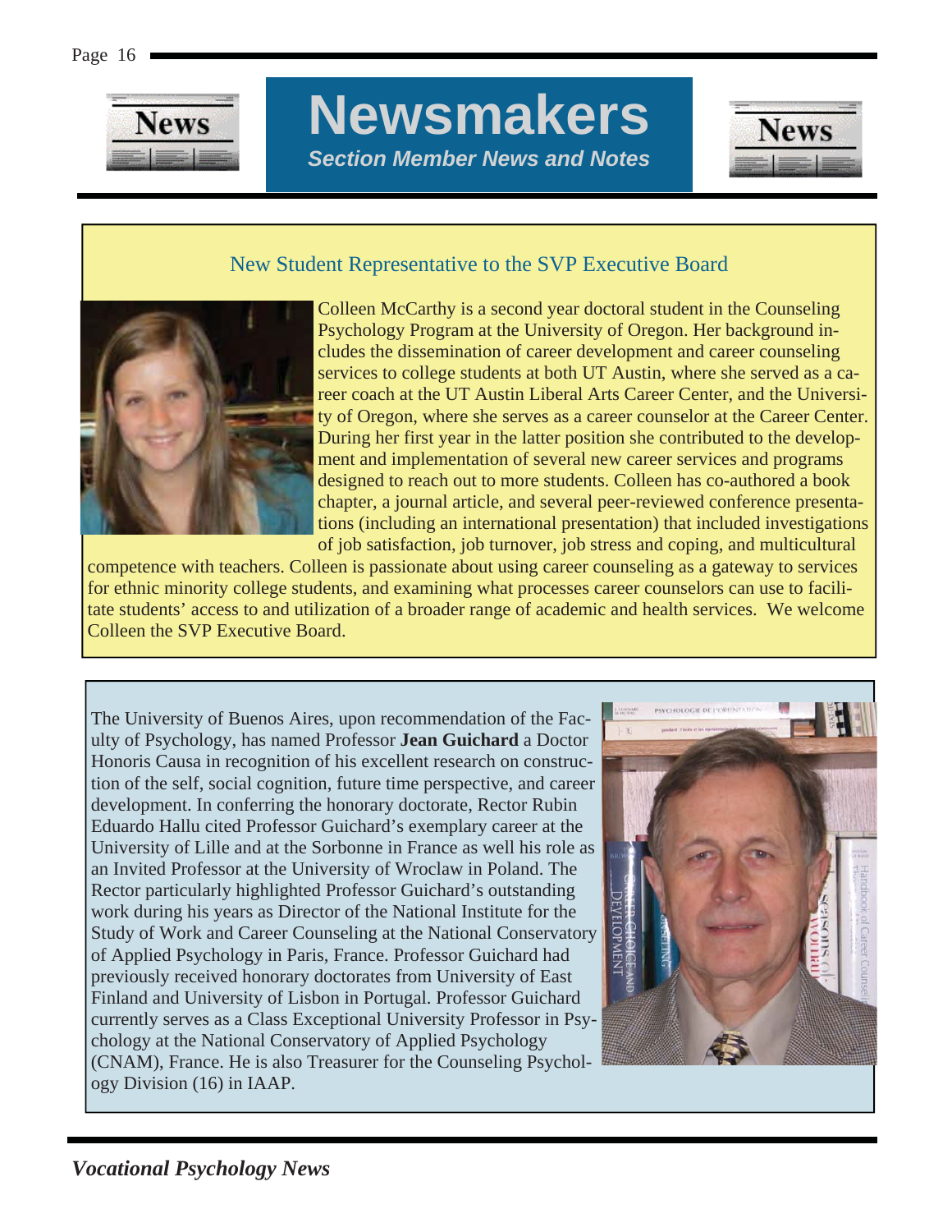# Newsmakers

*Section Member News and Notes*

## New Student Representative to the SVP Executive Board

Colleen McCarthy is a second year doctoral student in the Counseling Psychology Program at the University of Oregon. Her background includes the dissemination of career development and career counseling services to college students at both UT Austin, where she served as a career coach at the UT Austin Liberal Arts Career Center, and the University of Oregon, where she serves as a career counselor at the Career Center. During her first year in the latter position she contributed to the development and implementation of several new career services and programs designed to reach out to more students. Colleen has co-authored a book chapter, a journal article, and several peer-reviewed conference presentations (including an international presentation) that included investigations of job satisfaction, job turnover, job stress and coping, and multicultural competence with teachers. Colleen is passionate about using career counseling as a gateway to services for ethnic minority college students, and examining what processes career counselors can use to facilitate students' access to and utilization of a broader range of academic and health services. We welcome Colleen the SVP Executive Board.

The University of Buenos Aires, upon recommendation of the Faculty of Psychology, has named Professor **Jean Guichard** a Doctor Honoris Causa in recognition of his excellent research on construction of the self, social cognition, future time perspective, and career development. In conferring the honorary doctorate, Rector Rubin Eduardo Hallu cited Professor Guichard's exemplary career at the University of Lille and at the Sorbonne in France as well his role as an Invited Professor at the University of Wroclaw in Poland. The Rector particularly highlighted Professor Guichard's outstanding work during his years as Director of the National Institute for the Study of Work and Career Counseling at the National Conservatory of Applied Psychology in Paris, France. Professor Guichard had previously received honorary doctorates from University of East Finland and University of Lisbon in Portugal. Professor Guichard currently serves as a Class Exceptional University Professor in Psychology at the National Conservatory of Applied Psychology (CNAM), France. He is also Treasurer for the Counseling Psychology Division (16) in IAAP.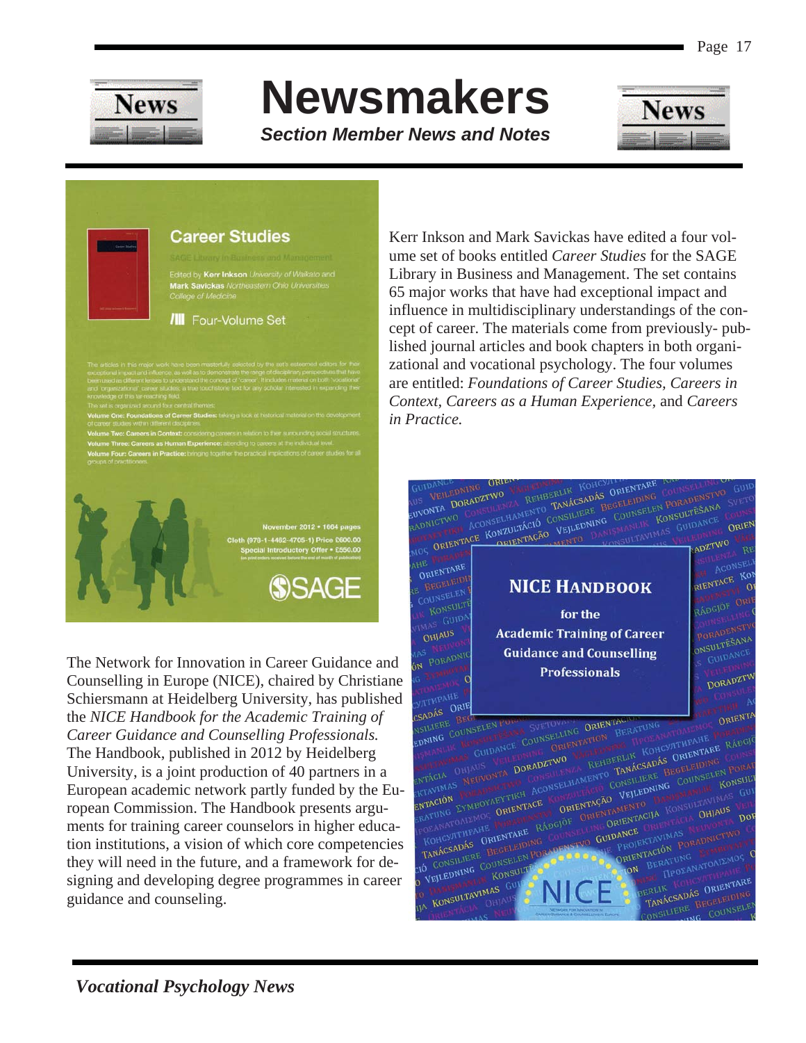# Newsmakers

***Section Member News and Notes***

Kerr Inkson and Mark Savickas have edited a four volume set of books entitled *Career Studies* for the SAGE Library in Business and Management. The set contains 65 major works that have had exceptional impact and influence in multidisciplinary understandings of the concept of career. The materials come from previously- published journal articles and book chapters in both organizational and vocational psychology. The four volumes are entitled: *Foundations of Career Studies*, *Careers in Context*, *Careers as a Human Experience*, and *Careers in Practice.*

The Network for Innovation in Career Guidance and Counselling in Europe (NICE), chaired by Christiane Schiersmann at Heidelberg University, has published the *NICE Handbook for the Academic Training of Career Guidance and Counselling Professionals.* The Handbook, published in 2012 by Heidelberg University, is a joint production of 40 partners in a European academic network partly funded by the European Commission. The Handbook presents arguments for training career counselors in higher education institutions, a vision of which core competencies they will need in the future, and a framework for designing and developing degree programmes in career guidance and counseling.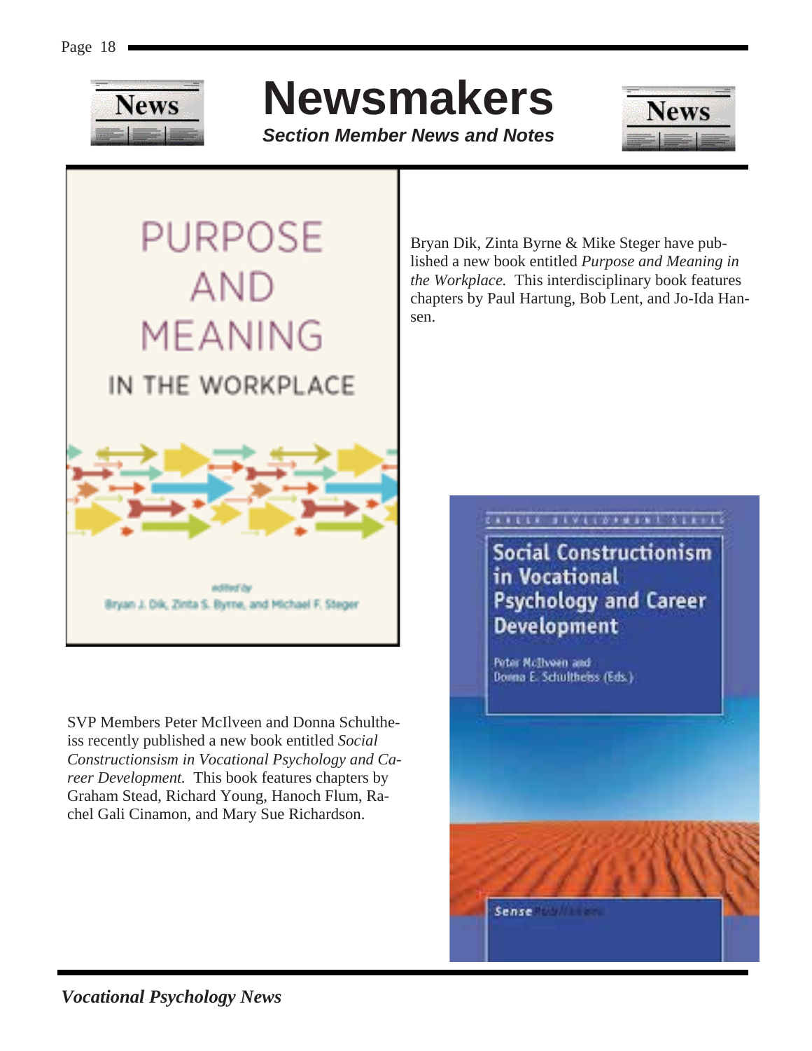# Newsmakers

***Section Member News and Notes***

Bryan Dik, Zinta Byrne & Mike Steger have published a new book entitled *Purpose and Meaning in the Workplace.* This interdisciplinary book features chapters by Paul Hartung, Bob Lent, and Jo-Ida Hansen.

SVP Members Peter McIlveen and Donna Schultheiss recently published a new book entitled *Social Constructionsism in Vocational Psychology and Career Development.* This book features chapters by Graham Stead, Richard Young, Hanoch Flum, Rachel Gali Cinamon, and Mary Sue Richardson.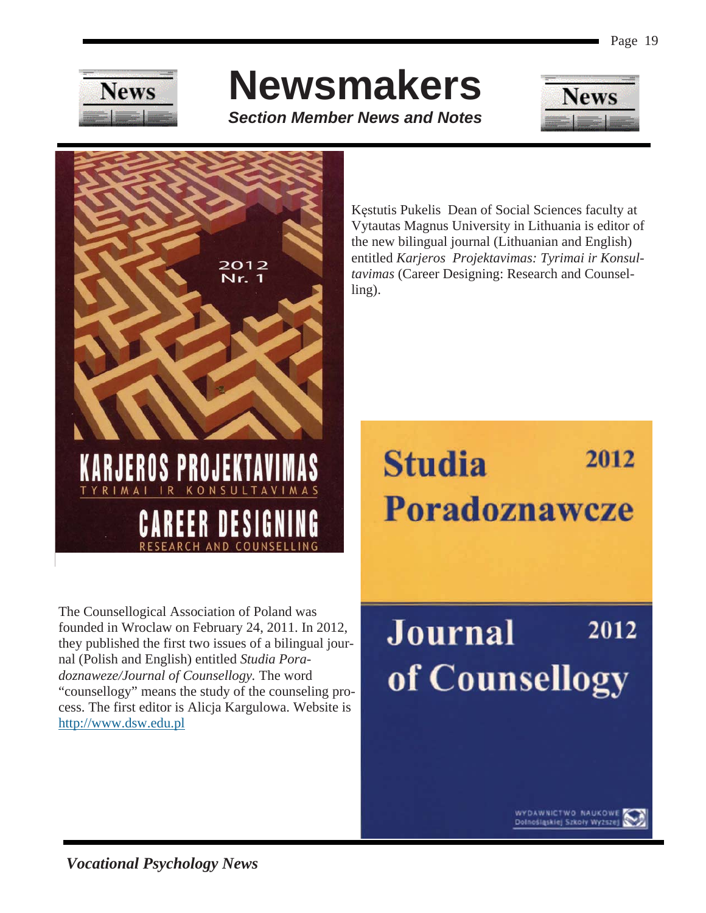# Newsmakers

***Section Member News and Notes***

Kęstutis Pukelis Dean of Social Sciences faculty at Vytautas Magnus University in Lithuania is editor of the new bilingual journal (Lithuanian and English) entitled *Karjeros Projektavimas: Tyrimai ir Konsultavimas* (Career Designing: Research and Counselling).

The Counsellogical Association of Poland was founded in Wroclaw on February 24, 2011. In 2012, they published the first two issues of a bilingual journal (Polish and English) entitled *Studia Poradoznaweze/Journal of Counsellogy.* The word "counsellogy" means the study of the counseling process. The first editor is Alicja Kargulowa. Website is http://www.dsw.edu.pl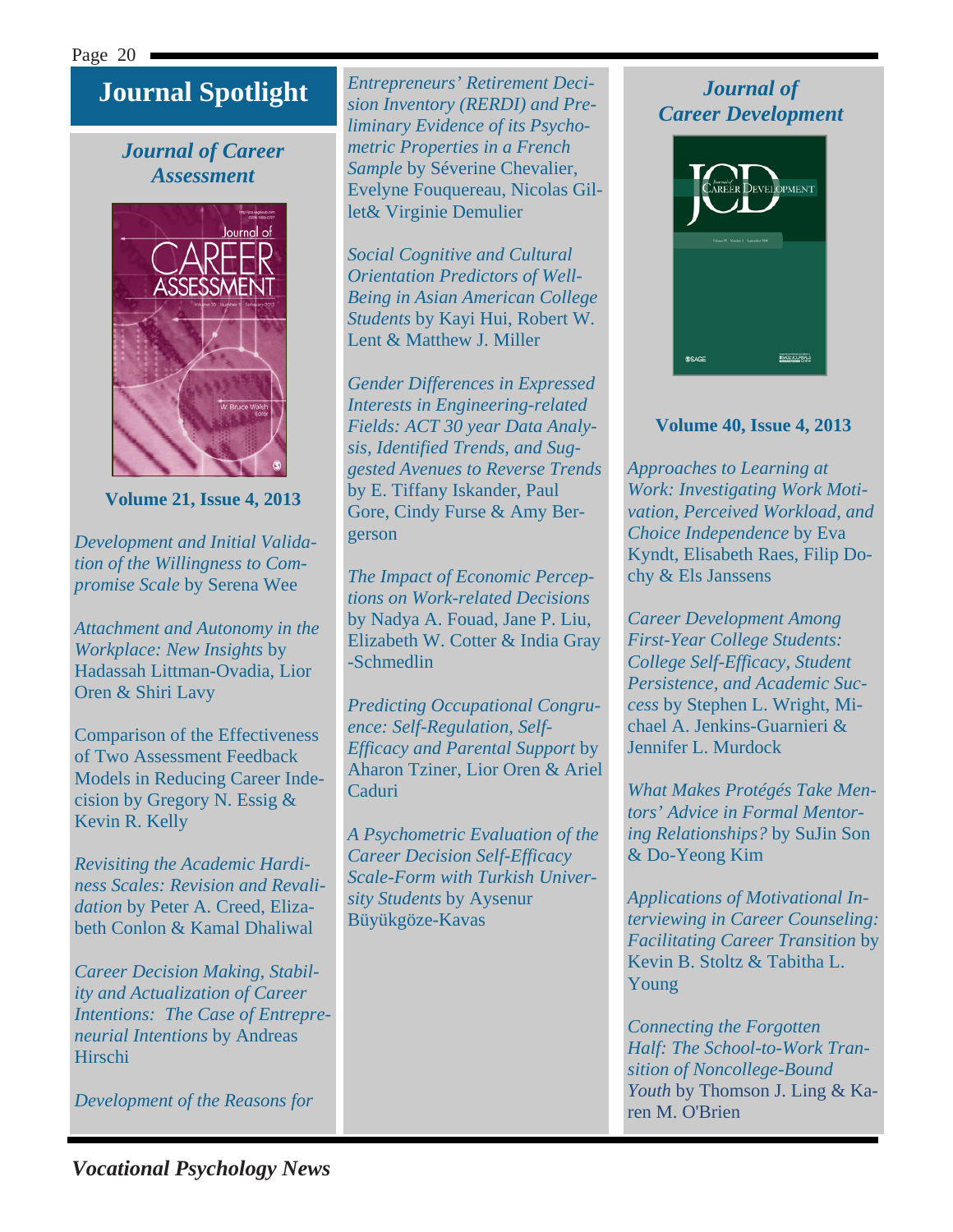# Journal Spotlight

## *Journal of Career Assessment*

**Volume 21, Issue 4, 2013**

*Development and Initial Validation of the Willingness to Compromise Scale* by Serena Wee

*Attachment and Autonomy in the Workplace: New Insights* by Hadassah Littman-Ovadia, Lior Oren & Shiri Lavy

Comparison of the Effectiveness of Two Assessment Feedback Models in Reducing Career Indecision by Gregory N. Essig & Kevin R. Kelly

*Revisiting the Academic Hardiness Scales: Revision and Revalidation* by Peter A. Creed, Elizabeth Conlon & Kamal Dhaliwal

*Career Decision Making, Stability and Actualization of Career Intentions: The Case of Entrepreneurial Intentions* by Andreas Hirschi

*Development of the Reasons for Entrepreneurs' Retirement Decision Inventory (RERDI) and Preliminary Evidence of its Psychometric Properties in a French Sample* by Séverine Chevalier, Evelyne Fouquereau, Nicolas Gillet& Virginie Demulier

*Social Cognitive and Cultural Orientation Predictors of Well-Being in Asian American College Students* by Kayi Hui, Robert W. Lent & Matthew J. Miller

*Gender Differences in Expressed Interests in Engineering-related Fields: ACT 30 year Data Analysis, Identified Trends, and Suggested Avenues to Reverse Trends* by E. Tiffany Iskander, Paul Gore, Cindy Furse & Amy Bergerson

*The Impact of Economic Perceptions on Work-related Decisions* by Nadya A. Fouad, Jane P. Liu, Elizabeth W. Cotter & India Gray-Schmedlin

*Predicting Occupational Congruence: Self-Regulation, Self-Efficacy and Parental Support* by Aharon Tziner, Lior Oren & Ariel Caduri

*A Psychometric Evaluation of the Career Decision Self-Efficacy Scale-Form with Turkish University Students* by Aysenur Büyükgöze-Kavas

## *Journal of Career Development*

**Volume 40, Issue 4, 2013**

*Approaches to Learning at Work: Investigating Work Motivation, Perceived Workload, and Choice Independence* by Eva Kyndt, Elisabeth Raes, Filip Dochy & Els Janssens

*Career Development Among First-Year College Students: College Self-Efficacy, Student Persistence, and Academic Success* by Stephen L. Wright, Michael A. Jenkins-Guarnieri & Jennifer L. Murdock

*What Makes Protégés Take Mentors' Advice in Formal Mentoring Relationships?* by SuJin Son & Do-Yeong Kim

*Applications of Motivational Interviewing in Career Counseling: Facilitating Career Transition* by Kevin B. Stoltz & Tabitha L. Young

*Connecting the Forgotten Half: The School-to-Work Transition of Noncollege-Bound Youth* by Thomson J. Ling & Karen M. O'Brien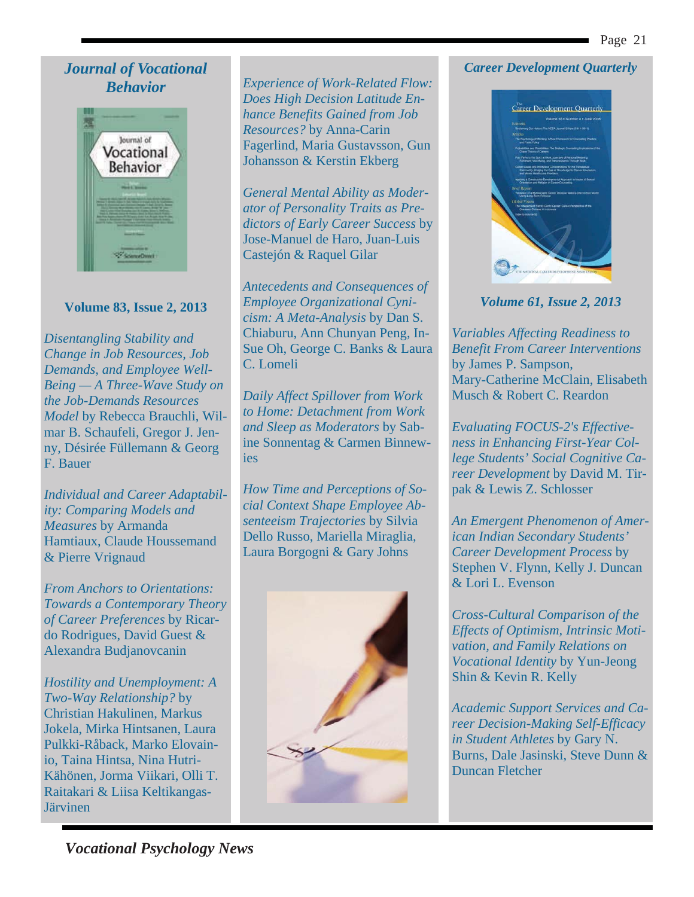## *Journal of Vocational Behavior*

**Volume 83, Issue 2, 2013**

*Disentangling Stability and Change in Job Resources, Job Demands, and Employee Well-Being — A Three-Wave Study on the Job-Demands Resources Model* by Rebecca Brauchli, Wilmar B. Schaufeli, Gregor J. Jenny, Désirée Füllemann & Georg F. Bauer

*Individual and Career Adaptability: Comparing Models and Measures* by Armanda Hamtiaux, Claude Houssemand & Pierre Vrignaud

*From Anchors to Orientations: Towards a Contemporary Theory of Career Preferences* by Ricardo Rodrigues, David Guest & Alexandra Budjanovcanin

*Hostility and Unemployment: A Two-Way Relationship?* by Christian Hakulinen, Markus Jokela, Mirka Hintsanen, Laura Pulkki-Råback, Marko Elovainio, Taina Hintsa, Nina Hutri-Kähönen, Jorma Viikari, Olli T. Raitakari & Liisa Keltikangas-Järvinen

*Experience of Work-Related Flow: Does High Decision Latitude Enhance Benefits Gained from Job Resources?* by Anna-Carin Fagerlind, Maria Gustavsson, Gun Johansson & Kerstin Ekberg

*General Mental Ability as Moderator of Personality Traits as Predictors of Early Career Success* by Jose-Manuel de Haro, Juan-Luis Castejón & Raquel Gilar

*Antecedents and Consequences of Employee Organizational Cynicism: A Meta-Analysis* by Dan S. Chiaburu, Ann Chunyan Peng, In-Sue Oh, George C. Banks & Laura C. Lomeli

*Daily Affect Spillover from Work to Home: Detachment from Work and Sleep as Moderators* by Sabine Sonnentag & Carmen Binnewies

*How Time and Perceptions of Social Context Shape Employee Absenteeism Trajectories* by Silvia Dello Russo, Mariella Miraglia, Laura Borgogni & Gary Johns

## *Career Development Quarterly*

***Volume 61, Issue 2, 2013***

*Variables Affecting Readiness to Benefit From Career Interventions* by James P. Sampson, Mary-Catherine McClain, Elisabeth Musch & Robert C. Reardon

*Evaluating FOCUS-2's Effectiveness in Enhancing First-Year College Students' Social Cognitive Career Development* by David M. Tirpak & Lewis Z. Schlosser

*An Emergent Phenomenon of American Indian Secondary Students' Career Development Process* by Stephen V. Flynn, Kelly J. Duncan & Lori L. Evenson

*Cross-Cultural Comparison of the Effects of Optimism, Intrinsic Motivation, and Family Relations on Vocational Identity* by Yun-Jeong Shin & Kevin R. Kelly

*Academic Support Services and Career Decision-Making Self-Efficacy in Student Athletes* by Gary N. Burns, Dale Jasinski, Steve Dunn & Duncan Fletcher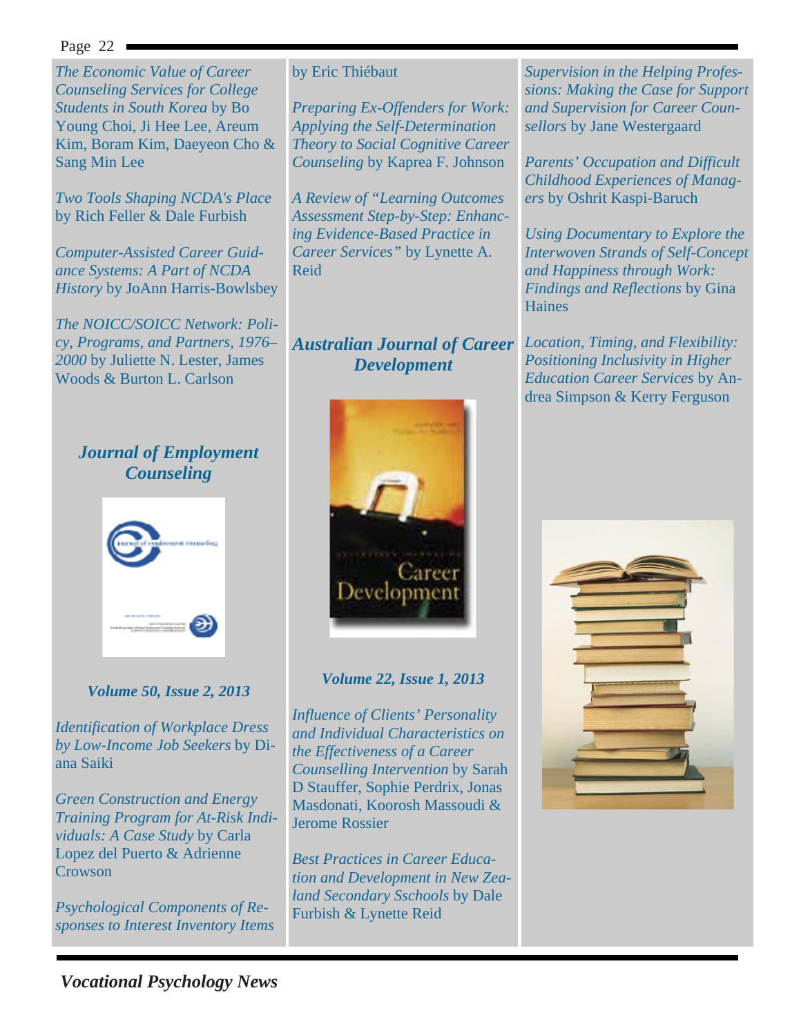*The Economic Value of Career Counseling Services for College Students in South Korea* by Bo Young Choi, Ji Hee Lee, Areum Kim, Boram Kim, Daeyeon Cho & Sang Min Lee

*Two Tools Shaping NCDA's Place* by Rich Feller & Dale Furbish

*Computer-Assisted Career Guidance Systems: A Part of NCDA History* by JoAnn Harris-Bowlsbey

*The NOICC/SOICC Network: Policy, Programs, and Partners, 1976–2000* by Juliette N. Lester, James Woods & Burton L. Carlson

## *Journal of Employment Counseling*

***Volume 50, Issue 2, 2013***

*Identification of Workplace Dress by Low-Income Job Seekers* by Diana Saiki

*Green Construction and Energy Training Program for At-Risk Individuals: A Case Study* by Carla Lopez del Puerto & Adrienne Crowson

*Psychological Components of Responses to Interest Inventory Items* by Eric Thiébaut

*Preparing Ex-Offenders for Work: Applying the Self-Determination Theory to Social Cognitive Career Counseling* by Kaprea F. Johnson

*A Review of "Learning Outcomes Assessment Step-by-Step: Enhancing Evidence-Based Practice in Career Services"* by Lynette A. Reid

## *Australian Journal of Career Development*

***Volume 22, Issue 1, 2013***

*Influence of Clients' Personality and Individual Characteristics on the Effectiveness of a Career Counselling Intervention* by Sarah D Stauffer, Sophie Perdrix, Jonas Masdonati, Koorosh Massoudi & Jerome Rossier

*Best Practices in Career Education and Development in New Zealand Secondary Sschools* by Dale Furbish & Lynette Reid

*Supervision in the Helping Professions: Making the Case for Support and Supervision for Career Counsellors* by Jane Westergaard

*Parents' Occupation and Difficult Childhood Experiences of Managers* by Oshrit Kaspi-Baruch

*Using Documentary to Explore the Interwoven Strands of Self-Concept and Happiness through Work: Findings and Reflections* by Gina Haines

*Location, Timing, and Flexibility: Positioning Inclusivity in Higher Education Career Services* by Andrea Simpson & Kerry Ferguson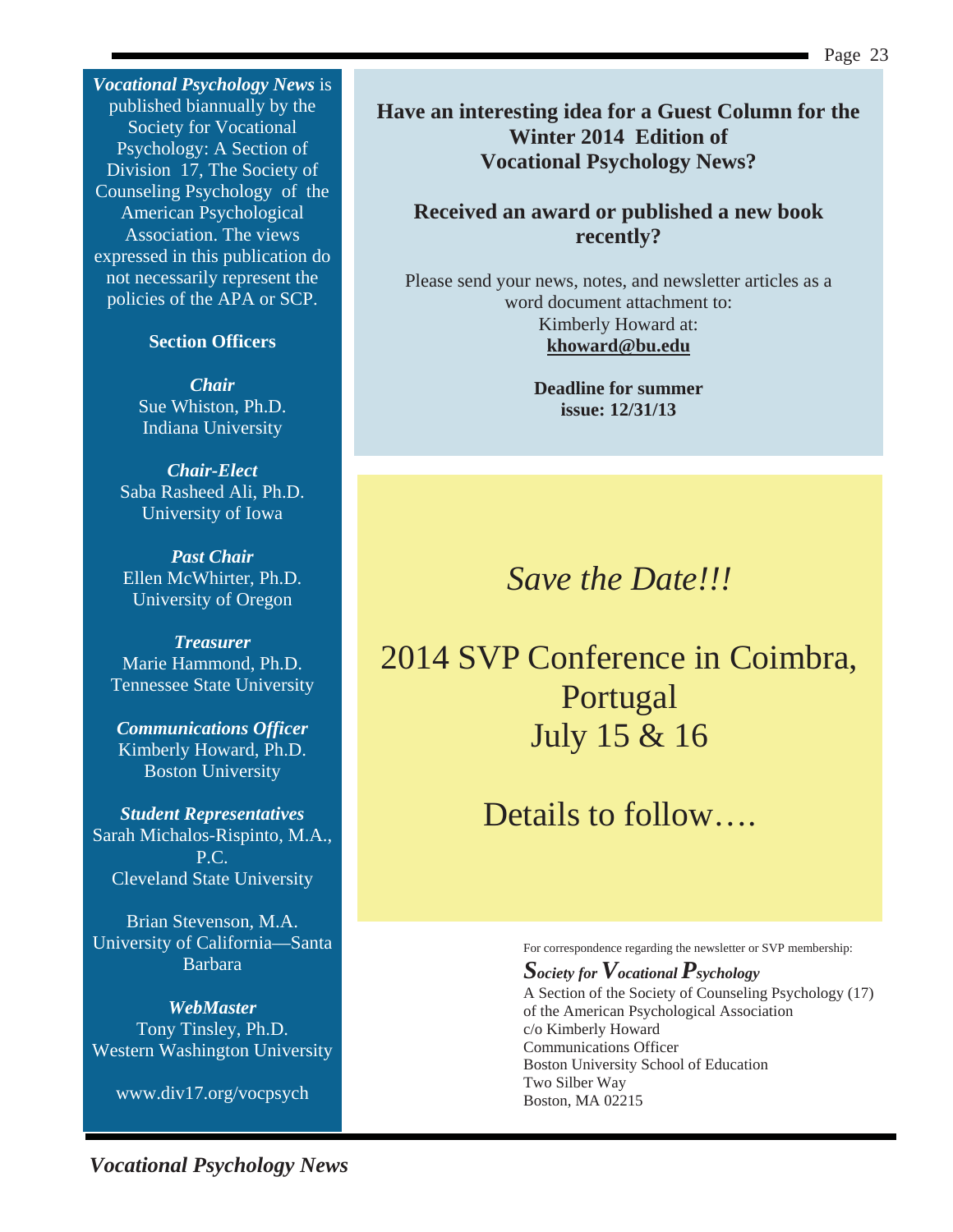*Vocational Psychology News* is published biannually by the Society for Vocational Psychology: A Section of Division 17, The Society of Counseling Psychology of the American Psychological Association. The views expressed in this publication do not necessarily represent the policies of the APA or SCP.

**Section Officers**

***Chair***
Sue Whiston, Ph.D.
Indiana University

***Chair-Elect***
Saba Rasheed Ali, Ph.D.
University of Iowa

***Past Chair***
Ellen McWhirter, Ph.D.
University of Oregon

***Treasurer***
Marie Hammond, Ph.D.
Tennessee State University

***Communications Officer***
Kimberly Howard, Ph.D.
Boston University

***Student Representatives***
Sarah Michalos-Rispinto, M.A., P.C.
Cleveland State University

Brian Stevenson, M.A.
University of California—Santa Barbara

***WebMaster***
Tony Tinsley, Ph.D.
Western Washington University

www.div17.org/vocpsych

**Have an interesting idea for a Guest Column for the Winter 2014 Edition of Vocational Psychology News?**

**Received an award or published a new book recently?**

Please send your news, notes, and newsletter articles as a word document attachment to:
Kimberly Howard at:
**khoward@bu.edu**

**Deadline for summer issue: 12/31/13**

*Save the Date!!!*

2014 SVP Conference in Coimbra, Portugal
July 15 & 16

Details to follow….

For correspondence regarding the newsletter or SVP membership:

***Society for Vocational Psychology***
A Section of the Society of Counseling Psychology (17)
of the American Psychological Association
c/o Kimberly Howard
Communications Officer
Boston University School of Education
Two Silber Way
Boston, MA 02215